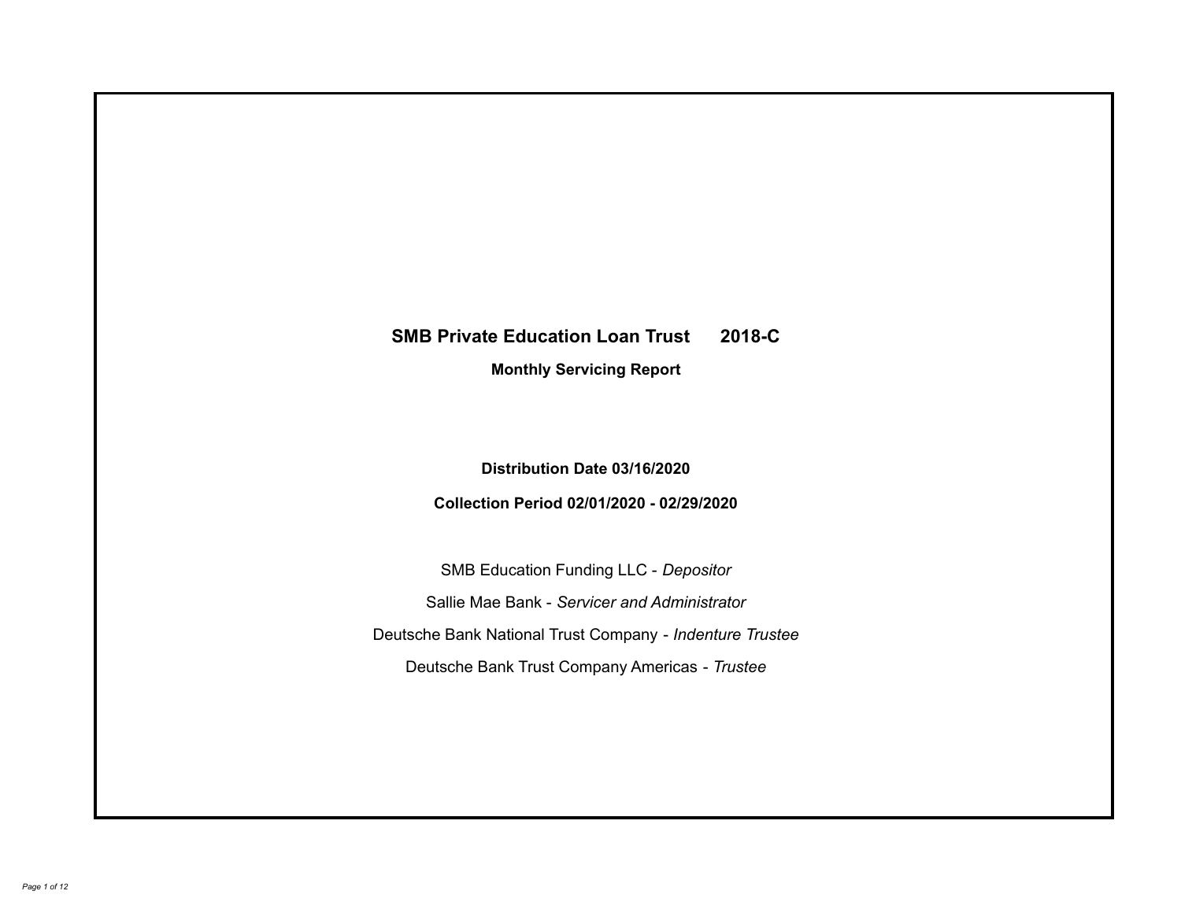# SMB Private Education Loan Trust 2018-C

## Monthly Servicing Report

**Distribution Date 03/16/2020**

**Collection Period 02/01/2020 - 02/29/2020**

SMB Education Funding LLC - *Depositor*

Sallie Mae Bank - *Servicer and Administrator*

Deutsche Bank National Trust Company - *Indenture Trustee*

Deutsche Bank Trust Company Americas - *Trustee*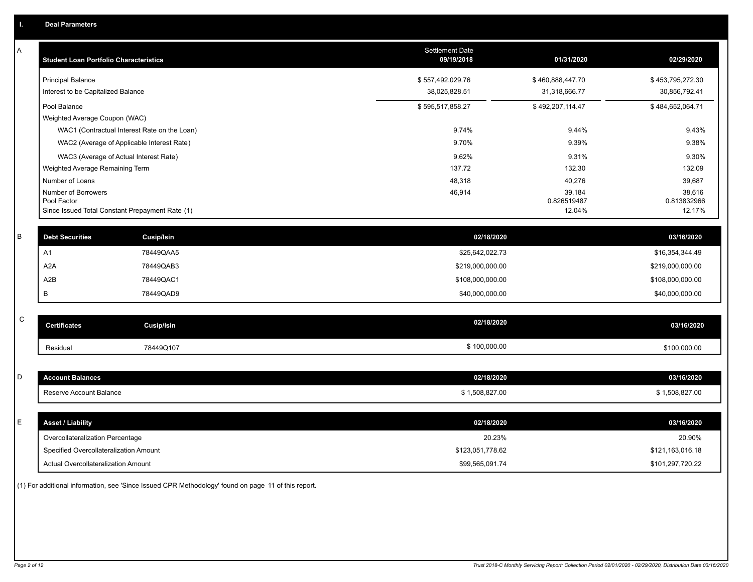# I. Deal Parameters

A

| Student Loan Portfolio Characteristics | Settlement Date 09/19/2018 | 01/31/2020 | 02/29/2020 |
|---|---|---|---|
| Principal Balance | $ 557,492,029.76 | $ 460,888,447.70 | $ 453,795,272.30 |
| Interest to be Capitalized Balance | 38,025,828.51 | 31,318,666.77 | 30,856,792.41 |
| Pool Balance | $ 595,517,858.27 | $ 492,207,114.47 | $ 484,652,064.71 |
| Weighted Average Coupon (WAC) | | | |
| WAC1 (Contractual Interest Rate on the Loan) | 9.74% | 9.44% | 9.43% |
| WAC2 (Average of Applicable Interest Rate) | 9.70% | 9.39% | 9.38% |
| WAC3 (Average of Actual Interest Rate) | 9.62% | 9.31% | 9.30% |
| Weighted Average Remaining Term | 137.72 | 132.30 | 132.09 |
| Number of Loans | 48,318 | 40,276 | 39,687 |
| Number of Borrowers | 46,914 | 39,184 | 38,616 |
| Pool Factor | | 0.826519487 | 0.813832966 |
| Since Issued Total Constant Prepayment Rate (1) | | 12.04% | 12.17% |

B

| Debt Securities | Cusip/Isin | 02/18/2020 | 03/16/2020 |
|---|---|---|---|
| A1 | 78449QAA5 | $25,642,022.73 | $16,354,344.49 |
| A2A | 78449QAB3 | $219,000,000.00 | $219,000,000.00 |
| A2B | 78449QAC1 | $108,000,000.00 | $108,000,000.00 |
| B | 78449QAD9 | $40,000,000.00 | $40,000,000.00 |

C

| Certificates | Cusip/Isin | 02/18/2020 | 03/16/2020 |
|---|---|---|---|
| Residual | 78449Q107 | $ 100,000.00 | $100,000.00 |

D

| Account Balances | 02/18/2020 | 03/16/2020 |
|---|---|---|
| Reserve Account Balance | $ 1,508,827.00 | $ 1,508,827.00 |

E

| Asset / Liability | 02/18/2020 | 03/16/2020 |
|---|---|---|
| Overcollateralization Percentage | 20.23% | 20.90% |
| Specified Overcollateralization Amount | $123,051,778.62 | $121,163,016.18 |
| Actual Overcollateralization Amount | $99,565,091.74 | $101,297,720.22 |

(1) For additional information, see 'Since Issued CPR Methodology' found on page 11 of this report.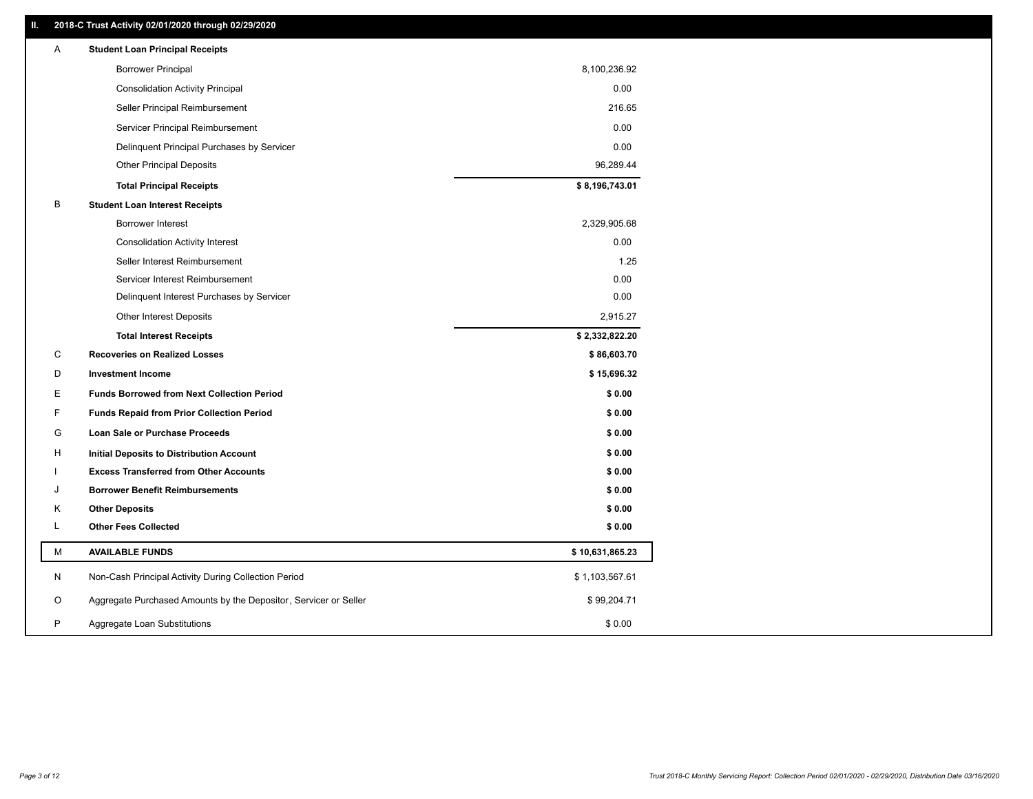## II. 2018-C Trust Activity 02/01/2020 through 02/29/2020

| | | |
|---|---|---|
| A | **Student Loan Principal Receipts** | |
| | Borrower Principal | 8,100,236.92 |
| | Consolidation Activity Principal | 0.00 |
| | Seller Principal Reimbursement | 216.65 |
| | Servicer Principal Reimbursement | 0.00 |
| | Delinquent Principal Purchases by Servicer | 0.00 |
| | Other Principal Deposits | 96,289.44 |
| | **Total Principal Receipts** | **$ 8,196,743.01** |
| B | **Student Loan Interest Receipts** | |
| | Borrower Interest | 2,329,905.68 |
| | Consolidation Activity Interest | 0.00 |
| | Seller Interest Reimbursement | 1.25 |
| | Servicer Interest Reimbursement | 0.00 |
| | Delinquent Interest Purchases by Servicer | 0.00 |
| | Other Interest Deposits | 2,915.27 |
| | **Total Interest Receipts** | **$ 2,332,822.20** |
| C | **Recoveries on Realized Losses** | **$ 86,603.70** |
| D | **Investment Income** | **$ 15,696.32** |
| E | **Funds Borrowed from Next Collection Period** | **$ 0.00** |
| F | **Funds Repaid from Prior Collection Period** | **$ 0.00** |
| G | **Loan Sale or Purchase Proceeds** | **$ 0.00** |
| H | **Initial Deposits to Distribution Account** | **$ 0.00** |
| I | **Excess Transferred from Other Accounts** | **$ 0.00** |
| J | **Borrower Benefit Reimbursements** | **$ 0.00** |
| K | **Other Deposits** | **$ 0.00** |
| L | **Other Fees Collected** | **$ 0.00** |
| M | **AVAILABLE FUNDS** | **$ 10,631,865.23** |
| N | Non-Cash Principal Activity During Collection Period | $ 1,103,567.61 |
| O | Aggregate Purchased Amounts by the Depositor, Servicer or Seller | $ 99,204.71 |
| P | Aggregate Loan Substitutions | $ 0.00 |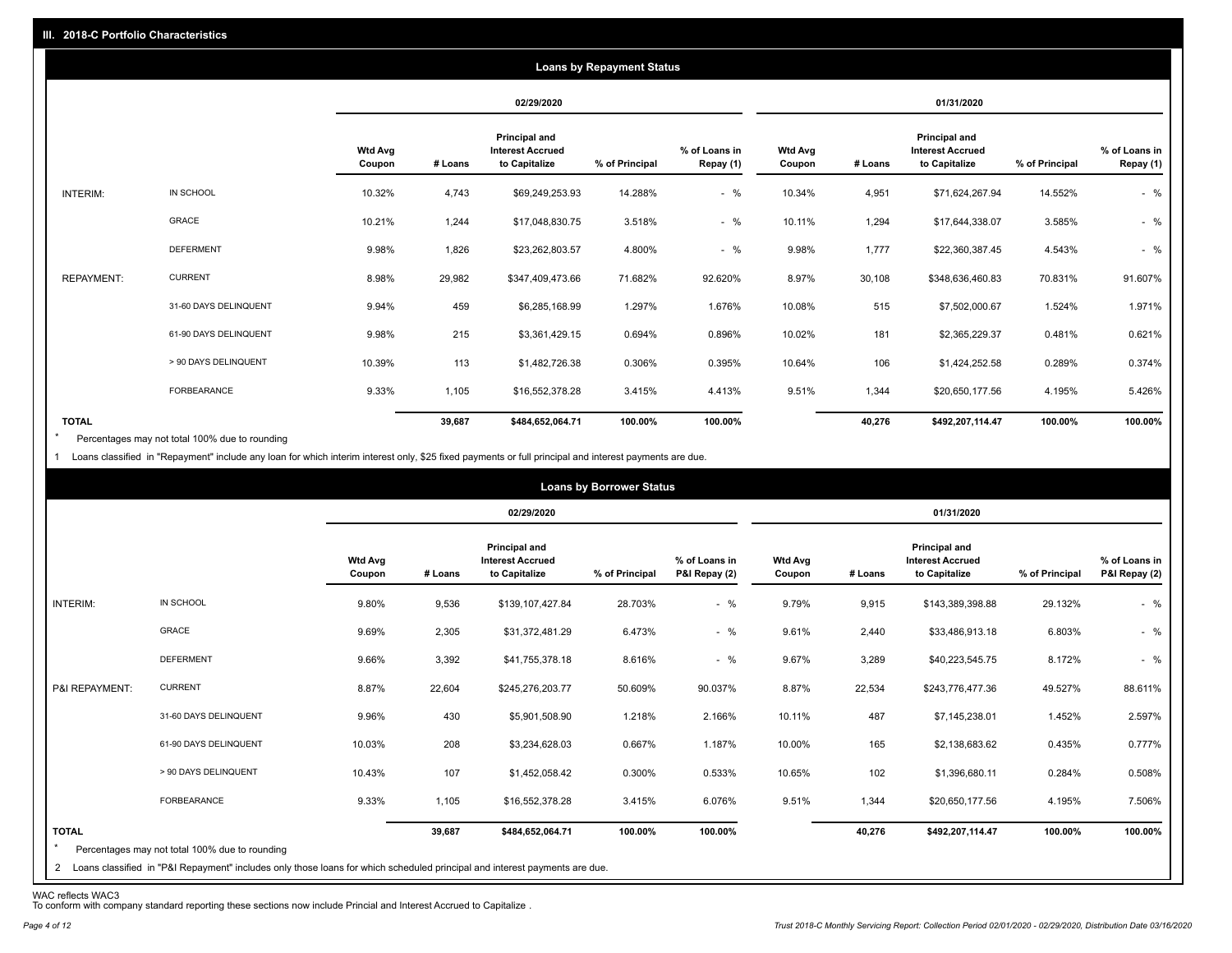## III. 2018-C Portfolio Characteristics

### Loans by Repayment Status

| | | 02/29/2020 | | | | | 01/31/2020 | | | | |
|---|---|---|---|---|---|---|---|---|---|---|---|
| | | Wtd Avg Coupon | # Loans | Principal and Interest Accrued to Capitalize | % of Principal | % of Loans in Repay (1) | Wtd Avg Coupon | # Loans | Principal and Interest Accrued to Capitalize | % of Principal | % of Loans in Repay (1) |
| INTERIM: | IN SCHOOL | 10.32% | 4,743 | $69,249,253.93 | 14.288% | - % | 10.34% | 4,951 | $71,624,267.94 | 14.552% | - % |
| | GRACE | 10.21% | 1,244 | $17,048,830.75 | 3.518% | - % | 10.11% | 1,294 | $17,644,338.07 | 3.585% | - % |
| | DEFERMENT | 9.98% | 1,826 | $23,262,803.57 | 4.800% | - % | 9.98% | 1,777 | $22,360,387.45 | 4.543% | - % |
| REPAYMENT: | CURRENT | 8.98% | 29,982 | $347,409,473.66 | 71.682% | 92.620% | 8.97% | 30,108 | $348,636,460.83 | 70.831% | 91.607% |
| | 31-60 DAYS DELINQUENT | 9.94% | 459 | $6,285,168.99 | 1.297% | 1.676% | 10.08% | 515 | $7,502,000.67 | 1.524% | 1.971% |
| | 61-90 DAYS DELINQUENT | 9.98% | 215 | $3,361,429.15 | 0.694% | 0.896% | 10.02% | 181 | $2,365,229.37 | 0.481% | 0.621% |
| | > 90 DAYS DELINQUENT | 10.39% | 113 | $1,482,726.38 | 0.306% | 0.395% | 10.64% | 106 | $1,424,252.58 | 0.289% | 0.374% |
| | FORBEARANCE | 9.33% | 1,105 | $16,552,378.28 | 3.415% | 4.413% | 9.51% | 1,344 | $20,650,177.56 | 4.195% | 5.426% |
| **TOTAL** | | | **39,687** | **$484,652,064.71** | **100.00%** | **100.00%** | | **40,276** | **$492,207,114.47** | **100.00%** | **100.00%** |

\* Percentages may not total 100% due to rounding

1 Loans classified in "Repayment" include any loan for which interim interest only, $25 fixed payments or full principal and interest payments are due.

### Loans by Borrower Status

| | | 02/29/2020 | | | | | 01/31/2020 | | | | |
|---|---|---|---|---|---|---|---|---|---|---|---|
| | | Wtd Avg Coupon | # Loans | Principal and Interest Accrued to Capitalize | % of Principal | % of Loans in P&I Repay (2) | Wtd Avg Coupon | # Loans | Principal and Interest Accrued to Capitalize | % of Principal | % of Loans in P&I Repay (2) |
| INTERIM: | IN SCHOOL | 9.80% | 9,536 | $139,107,427.84 | 28.703% | - % | 9.79% | 9,915 | $143,389,398.88 | 29.132% | - % |
| | GRACE | 9.69% | 2,305 | $31,372,481.29 | 6.473% | - % | 9.61% | 2,440 | $33,486,913.18 | 6.803% | - % |
| | DEFERMENT | 9.66% | 3,392 | $41,755,378.18 | 8.616% | - % | 9.67% | 3,289 | $40,223,545.75 | 8.172% | - % |
| P&I REPAYMENT: | CURRENT | 8.87% | 22,604 | $245,276,203.77 | 50.609% | 90.037% | 8.87% | 22,534 | $243,776,477.36 | 49.527% | 88.611% |
| | 31-60 DAYS DELINQUENT | 9.96% | 430 | $5,901,508.90 | 1.218% | 2.166% | 10.11% | 487 | $7,145,238.01 | 1.452% | 2.597% |
| | 61-90 DAYS DELINQUENT | 10.03% | 208 | $3,234,628.03 | 0.667% | 1.187% | 10.00% | 165 | $2,138,683.62 | 0.435% | 0.777% |
| | > 90 DAYS DELINQUENT | 10.43% | 107 | $1,452,058.42 | 0.300% | 0.533% | 10.65% | 102 | $1,396,680.11 | 0.284% | 0.508% |
| | FORBEARANCE | 9.33% | 1,105 | $16,552,378.28 | 3.415% | 6.076% | 9.51% | 1,344 | $20,650,177.56 | 4.195% | 7.506% |
| **TOTAL** | | | **39,687** | **$484,652,064.71** | **100.00%** | **100.00%** | | **40,276** | **$492,207,114.47** | **100.00%** | **100.00%** |

\* Percentages may not total 100% due to rounding

2 Loans classified in "P&I Repayment" includes only those loans for which scheduled principal and interest payments are due.

WAC reflects WAC3

To conform with company standard reporting these sections now include Princial and Interest Accrued to Capitalize .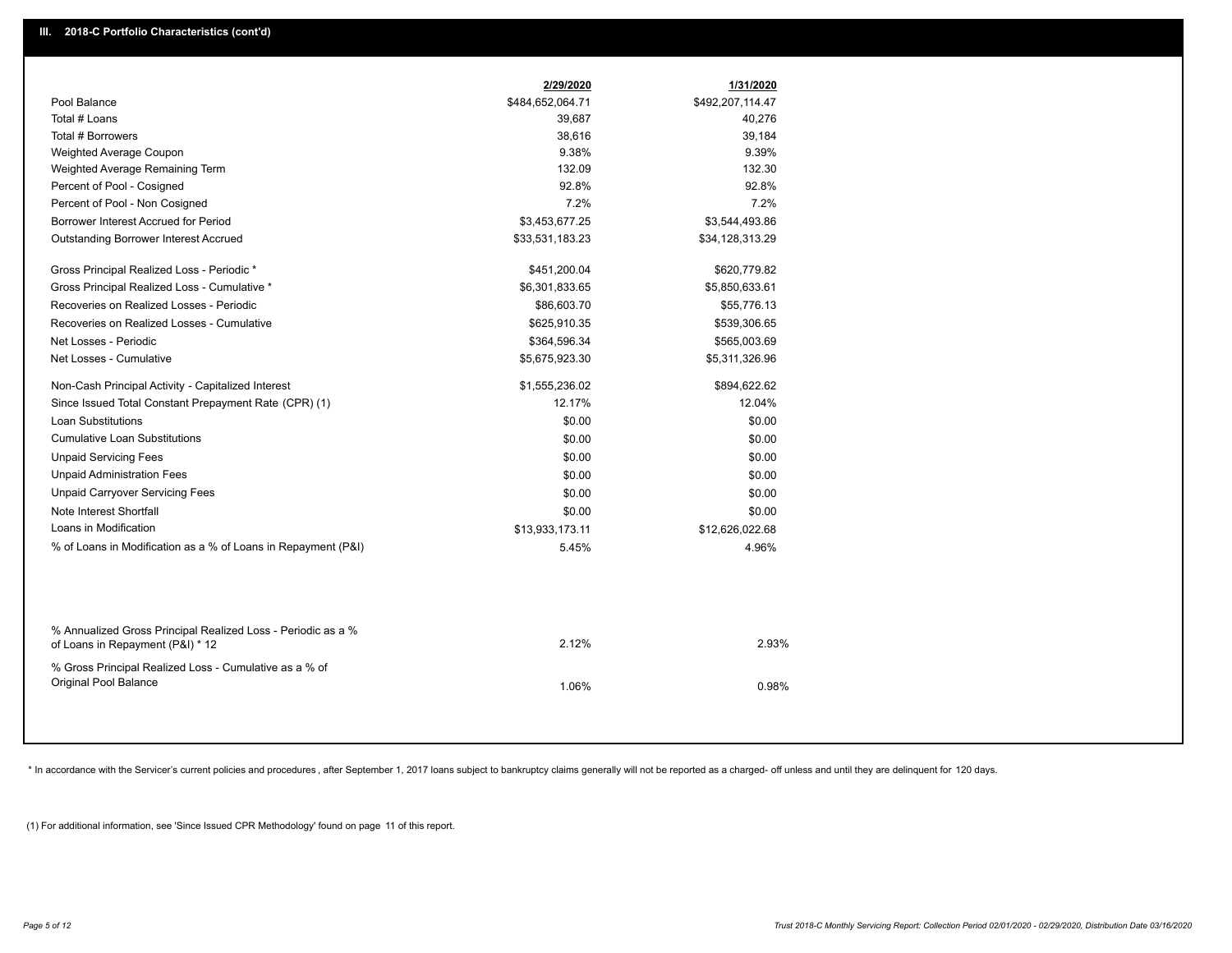## III. 2018-C Portfolio Characteristics (cont'd)

| | 2/29/2020 | 1/31/2020 |
|---|---|---|
| Pool Balance | $484,652,064.71 | $492,207,114.47 |
| Total # Loans | 39,687 | 40,276 |
| Total # Borrowers | 38,616 | 39,184 |
| Weighted Average Coupon | 9.38% | 9.39% |
| Weighted Average Remaining Term | 132.09 | 132.30 |
| Percent of Pool - Cosigned | 92.8% | 92.8% |
| Percent of Pool - Non Cosigned | 7.2% | 7.2% |
| Borrower Interest Accrued for Period | $3,453,677.25 | $3,544,493.86 |
| Outstanding Borrower Interest Accrued | $33,531,183.23 | $34,128,313.29 |
| Gross Principal Realized Loss - Periodic * | $451,200.04 | $620,779.82 |
| Gross Principal Realized Loss - Cumulative * | $6,301,833.65 | $5,850,633.61 |
| Recoveries on Realized Losses - Periodic | $86,603.70 | $55,776.13 |
| Recoveries on Realized Losses - Cumulative | $625,910.35 | $539,306.65 |
| Net Losses - Periodic | $364,596.34 | $565,003.69 |
| Net Losses - Cumulative | $5,675,923.30 | $5,311,326.96 |
| Non-Cash Principal Activity - Capitalized Interest | $1,555,236.02 | $894,622.62 |
| Since Issued Total Constant Prepayment Rate (CPR) (1) | 12.17% | 12.04% |
| Loan Substitutions | $0.00 | $0.00 |
| Cumulative Loan Substitutions | $0.00 | $0.00 |
| Unpaid Servicing Fees | $0.00 | $0.00 |
| Unpaid Administration Fees | $0.00 | $0.00 |
| Unpaid Carryover Servicing Fees | $0.00 | $0.00 |
| Note Interest Shortfall | $0.00 | $0.00 |
| Loans in Modification | $13,933,173.11 | $12,626,022.68 |
| % of Loans in Modification as a % of Loans in Repayment (P&I) | 5.45% | 4.96% |
| % Annualized Gross Principal Realized Loss - Periodic as a % of Loans in Repayment (P&I) * 12 | 2.12% | 2.93% |
| % Gross Principal Realized Loss - Cumulative as a % of Original Pool Balance | 1.06% | 0.98% |

* In accordance with the Servicer's current policies and procedures, after September 1, 2017 loans subject to bankruptcy claims generally will not be reported as a charged- off unless and until they are delinquent for 120 days.

(1) For additional information, see 'Since Issued CPR Methodology' found on page 11 of this report.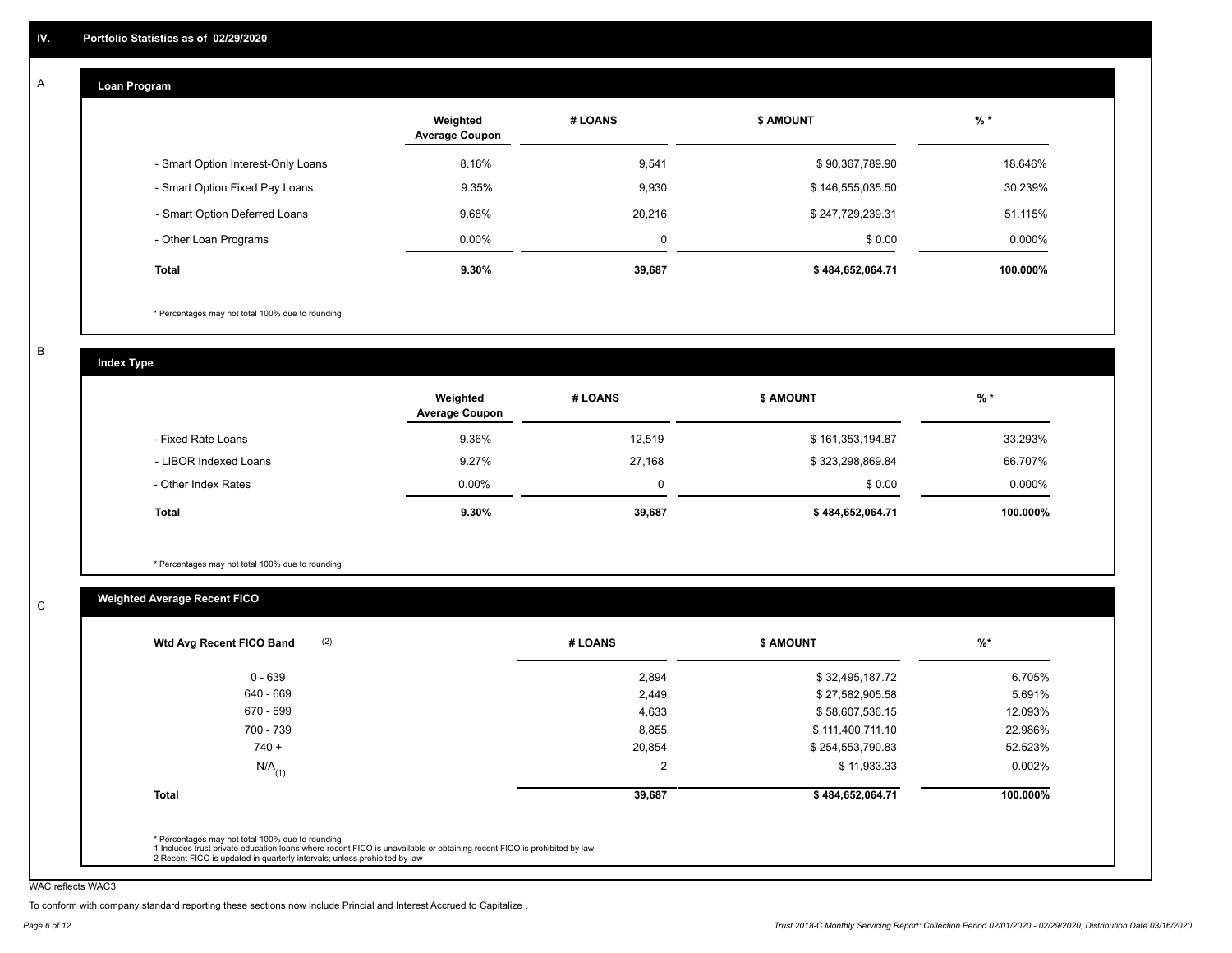## IV. Portfolio Statistics as of 02/29/2020

### A

#### Loan Program

| | Weighted Average Coupon | # LOANS | $ AMOUNT | % * |
|---|---|---|---|---|
| - Smart Option Interest-Only Loans | 8.16% | 9,541 | $ 90,367,789.90 | 18.646% |
| - Smart Option Fixed Pay Loans | 9.35% | 9,930 | $ 146,555,035.50 | 30.239% |
| - Smart Option Deferred Loans | 9.68% | 20,216 | $ 247,729,239.31 | 51.115% |
| - Other Loan Programs | 0.00% | 0 | $ 0.00 | 0.000% |
| **Total** | **9.30%** | **39,687** | **$ 484,652,064.71** | **100.000%** |

* Percentages may not total 100% due to rounding

### B

#### Index Type

| | Weighted Average Coupon | # LOANS | $ AMOUNT | % * |
|---|---|---|---|---|
| - Fixed Rate Loans | 9.36% | 12,519 | $ 161,353,194.87 | 33.293% |
| - LIBOR Indexed Loans | 9.27% | 27,168 | $ 323,298,869.84 | 66.707% |
| - Other Index Rates | 0.00% | 0 | $ 0.00 | 0.000% |
| **Total** | **9.30%** | **39,687** | **$ 484,652,064.71** | **100.000%** |

* Percentages may not total 100% due to rounding

### C

#### Weighted Average Recent FICO

| Wtd Avg Recent FICO Band (2) | # LOANS | $ AMOUNT | %* |
|---|---|---|---|
| 0 - 639 | 2,894 | $ 32,495,187.72 | 6.705% |
| 640 - 669 | 2,449 | $ 27,582,905.58 | 5.691% |
| 670 - 699 | 4,633 | $ 58,607,536.15 | 12.093% |
| 700 - 739 | 8,855 | $ 111,400,711.10 | 22.986% |
| 740 + | 20,854 | $ 254,553,790.83 | 52.523% |
| N/A (1) | 2 | $ 11,933.33 | 0.002% |
| **Total** | **39,687** | **$ 484,652,064.71** | **100.000%** |

* Percentages may not total 100% due to rounding
1 Includes trust private education loans where recent FICO is unavailable or obtaining recent FICO is prohibited by law
2 Recent FICO is updated in quarterly intervals; unless prohibited by law

WAC reflects WAC3

To conform with company standard reporting these sections now include Princial and Interest Accrued to Capitalize .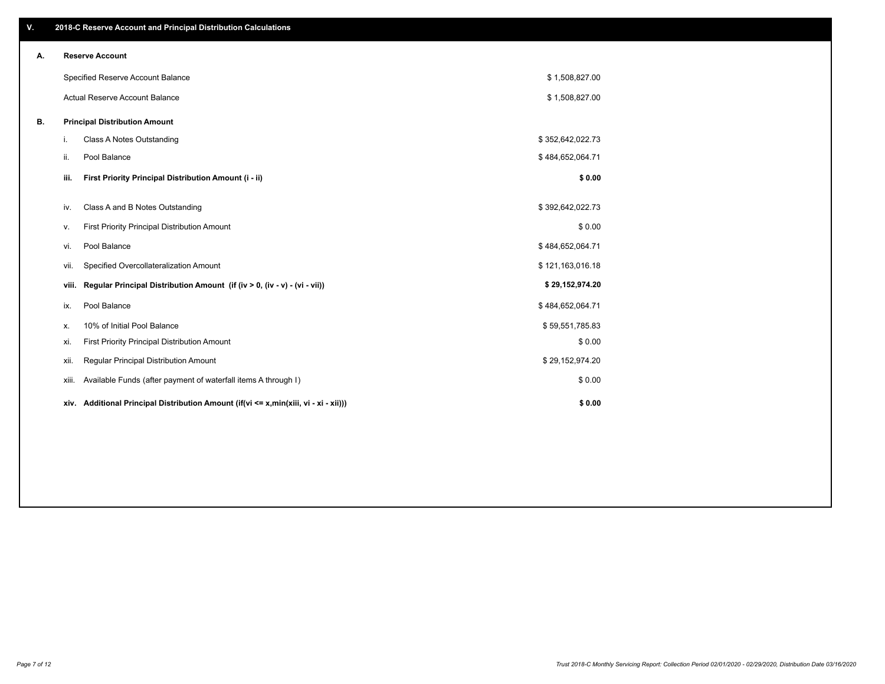## V. 2018-C Reserve Account and Principal Distribution Calculations

### A. Reserve Account

| | |
|---|---|
| Specified Reserve Account Balance | $ 1,508,827.00 |
| Actual Reserve Account Balance | $ 1,508,827.00 |

### B. Principal Distribution Amount

| | | |
|---|---|---|
| i. | Class A Notes Outstanding | $ 352,642,022.73 |
| ii. | Pool Balance | $ 484,652,064.71 |
| **iii.** | **First Priority Principal Distribution Amount (i - ii)** | **$ 0.00** |
| iv. | Class A and B Notes Outstanding | $ 392,642,022.73 |
| v. | First Priority Principal Distribution Amount | $ 0.00 |
| vi. | Pool Balance | $ 484,652,064.71 |
| vii. | Specified Overcollateralization Amount | $ 121,163,016.18 |
| **viii.** | **Regular Principal Distribution Amount (if (iv > 0, (iv - v) - (vi - vii))** | **$ 29,152,974.20** |
| ix. | Pool Balance | $ 484,652,064.71 |
| x. | 10% of Initial Pool Balance | $ 59,551,785.83 |
| xi. | First Priority Principal Distribution Amount | $ 0.00 |
| xii. | Regular Principal Distribution Amount | $ 29,152,974.20 |
| xiii. | Available Funds (after payment of waterfall items A through I) | $ 0.00 |
| **xiv.** | **Additional Principal Distribution Amount (if(vi <= x,min(xiii, vi - xi - xii)))** | **$ 0.00** |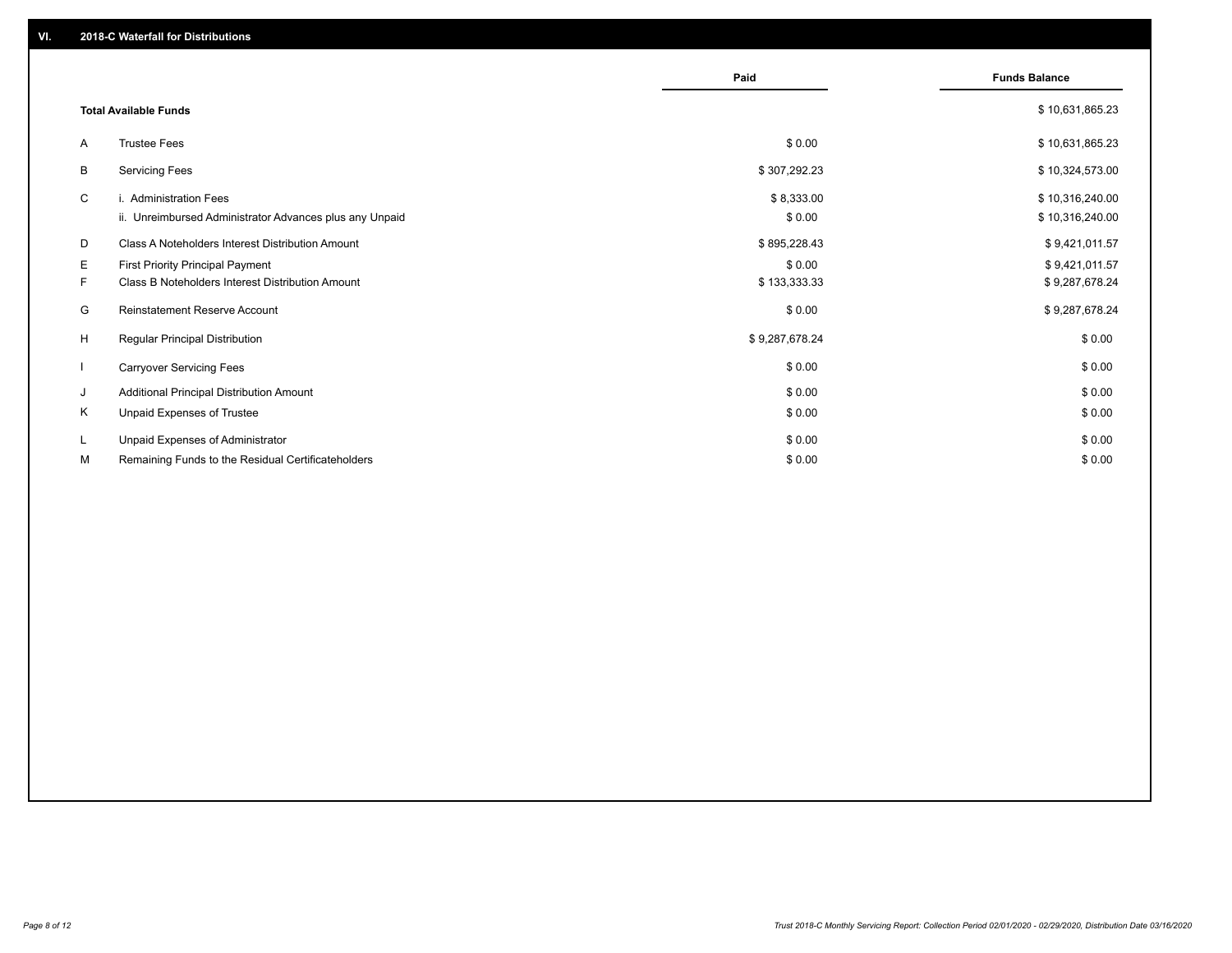## VI. 2018-C Waterfall for Distributions

| | | Paid | Funds Balance |
|---|---|---|---|
| | **Total Available Funds** | | $ 10,631,865.23 |
| A | Trustee Fees | $ 0.00 | $ 10,631,865.23 |
| B | Servicing Fees | $ 307,292.23 | $ 10,324,573.00 |
| C | i. Administration Fees | $ 8,333.00 | $ 10,316,240.00 |
| | ii. Unreimbursed Administrator Advances plus any Unpaid | $ 0.00 | $ 10,316,240.00 |
| D | Class A Noteholders Interest Distribution Amount | $ 895,228.43 | $ 9,421,011.57 |
| E | First Priority Principal Payment | $ 0.00 | $ 9,421,011.57 |
| F | Class B Noteholders Interest Distribution Amount | $ 133,333.33 | $ 9,287,678.24 |
| G | Reinstatement Reserve Account | $ 0.00 | $ 9,287,678.24 |
| H | Regular Principal Distribution | $ 9,287,678.24 | $ 0.00 |
| I | Carryover Servicing Fees | $ 0.00 | $ 0.00 |
| J | Additional Principal Distribution Amount | $ 0.00 | $ 0.00 |
| K | Unpaid Expenses of Trustee | $ 0.00 | $ 0.00 |
| L | Unpaid Expenses of Administrator | $ 0.00 | $ 0.00 |
| M | Remaining Funds to the Residual Certificateholders | $ 0.00 | $ 0.00 |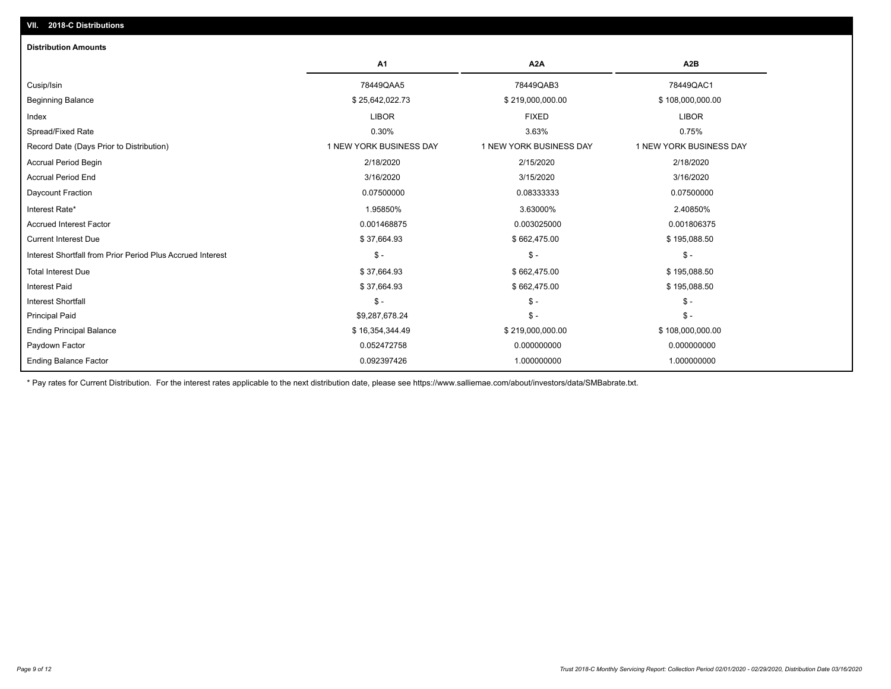## VII. 2018-C Distributions

### Distribution Amounts

| | A1 | A2A | A2B |
|---|---|---|---|
| Cusip/Isin | 78449QAA5 | 78449QAB3 | 78449QAC1 |
| Beginning Balance | $ 25,642,022.73 | $ 219,000,000.00 | $ 108,000,000.00 |
| Index | LIBOR | FIXED | LIBOR |
| Spread/Fixed Rate | 0.30% | 3.63% | 0.75% |
| Record Date (Days Prior to Distribution) | 1 NEW YORK BUSINESS DAY | 1 NEW YORK BUSINESS DAY | 1 NEW YORK BUSINESS DAY |
| Accrual Period Begin | 2/18/2020 | 2/15/2020 | 2/18/2020 |
| Accrual Period End | 3/16/2020 | 3/15/2020 | 3/16/2020 |
| Daycount Fraction | 0.07500000 | 0.08333333 | 0.07500000 |
| Interest Rate* | 1.95850% | 3.63000% | 2.40850% |
| Accrued Interest Factor | 0.001468875 | 0.003025000 | 0.001806375 |
| Current Interest Due | $ 37,664.93 | $ 662,475.00 | $ 195,088.50 |
| Interest Shortfall from Prior Period Plus Accrued Interest | $ - | $ - | $ - |
| Total Interest Due | $ 37,664.93 | $ 662,475.00 | $ 195,088.50 |
| Interest Paid | $ 37,664.93 | $ 662,475.00 | $ 195,088.50 |
| Interest Shortfall | $ - | $ - | $ - |
| Principal Paid | $9,287,678.24 | $ - | $ - |
| Ending Principal Balance | $ 16,354,344.49 | $ 219,000,000.00 | $ 108,000,000.00 |
| Paydown Factor | 0.052472758 | 0.000000000 | 0.000000000 |
| Ending Balance Factor | 0.092397426 | 1.000000000 | 1.000000000 |

* Pay rates for Current Distribution. For the interest rates applicable to the next distribution date, please see https://www.salliemae.com/about/investors/data/SMBabrate.txt.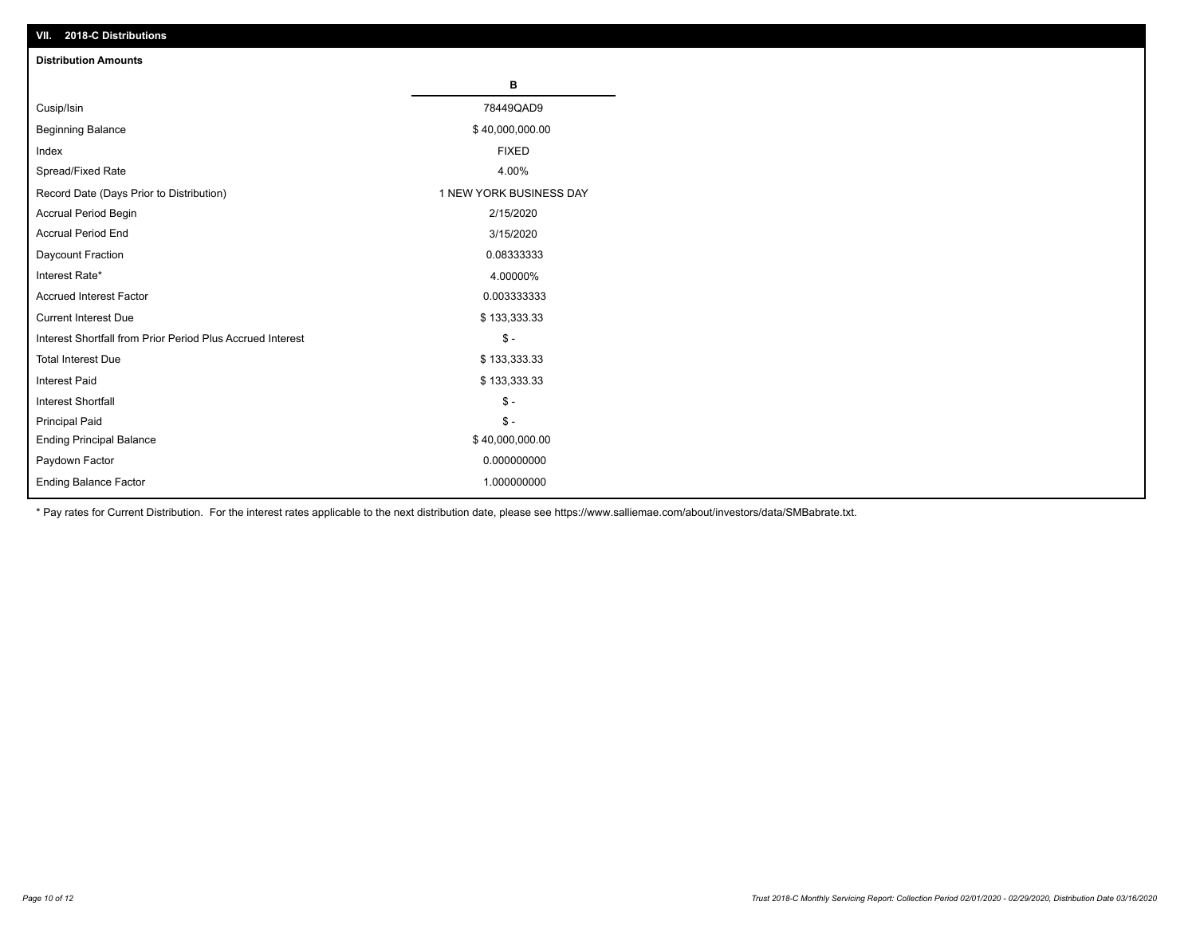## VII. 2018-C Distributions

### Distribution Amounts

| | B |
|---|---|
| Cusip/Isin | 78449QAD9 |
| Beginning Balance | $ 40,000,000.00 |
| Index | FIXED |
| Spread/Fixed Rate | 4.00% |
| Record Date (Days Prior to Distribution) | 1 NEW YORK BUSINESS DAY |
| Accrual Period Begin | 2/15/2020 |
| Accrual Period End | 3/15/2020 |
| Daycount Fraction | 0.08333333 |
| Interest Rate* | 4.00000% |
| Accrued Interest Factor | 0.003333333 |
| Current Interest Due | $ 133,333.33 |
| Interest Shortfall from Prior Period Plus Accrued Interest | $ - |
| Total Interest Due | $ 133,333.33 |
| Interest Paid | $ 133,333.33 |
| Interest Shortfall | $ - |
| Principal Paid | $ - |
| Ending Principal Balance | $ 40,000,000.00 |
| Paydown Factor | 0.000000000 |
| Ending Balance Factor | 1.000000000 |

* Pay rates for Current Distribution. For the interest rates applicable to the next distribution date, please see https://www.salliemae.com/about/investors/data/SMBabrate.txt.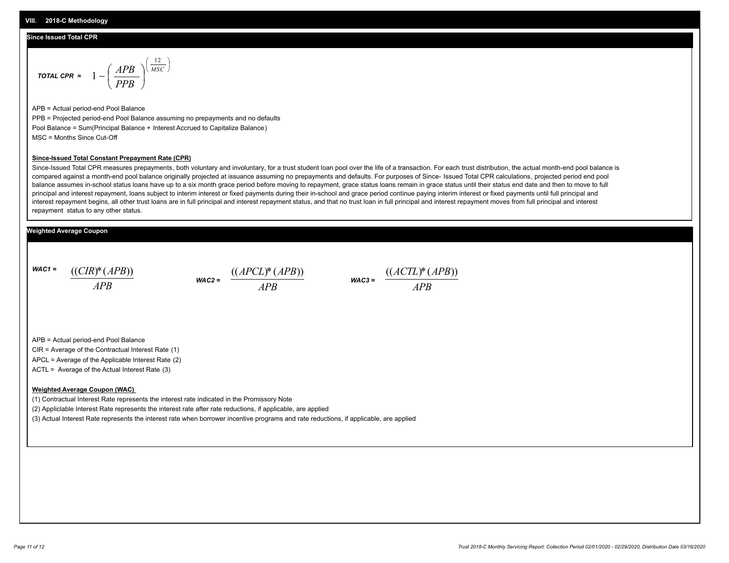## VIII. 2018-C Methodology

### Since Issued Total CPR

$$\textit{TOTAL CPR} = 1 - \left(\frac{APB}{PPB}\right)^{\left(\frac{12}{MSC}\right)}$$

APB = Actual period-end Pool Balance

PPB = Projected period-end Pool Balance assuming no prepayments and no defaults

Pool Balance = Sum(Principal Balance + Interest Accrued to Capitalize Balance)

MSC = Months Since Cut-Off

**Since-Issued Total Constant Prepayment Rate (CPR)**

Since-Issued Total CPR measures prepayments, both voluntary and involuntary, for a trust student loan pool over the life of a transaction. For each trust distribution, the actual month-end pool balance is compared against a month-end pool balance originally projected at issuance assuming no prepayments and defaults. For purposes of Since- Issued Total CPR calculations, projected period end pool balance assumes in-school status loans have up to a six month grace period before moving to repayment, grace status loans remain in grace status until their status end date and then to move to full principal and interest repayment, loans subject to interim interest or fixed payments during their in-school and grace period continue paying interim interest or fixed payments until full principal and interest repayment begins, all other trust loans are in full principal and interest repayment status, and that no trust loan in full principal and interest repayment moves from full principal and interest repayment status to any other status.

### Weighted Average Coupon

$$\textit{WAC1} = \frac{((CIR)*(APB))}{APB} \qquad \textit{WAC2} = \frac{((APCL)*(APB))}{APB} \qquad \textit{WAC3} = \frac{((ACTL)*(APB))}{APB}$$

APB = Actual period-end Pool Balance

CIR = Average of the Contractual Interest Rate (1)

APCL = Average of the Applicable Interest Rate (2)

ACTL = Average of the Actual Interest Rate (3)

**Weighted Average Coupon (WAC)**

(1) Contractual Interest Rate represents the interest rate indicated in the Promissory Note

(2) Appliclable Interest Rate represents the interest rate after rate reductions, if applicable, are applied

(3) Actual Interest Rate represents the interest rate when borrower incentive programs and rate reductions, if applicable, are applied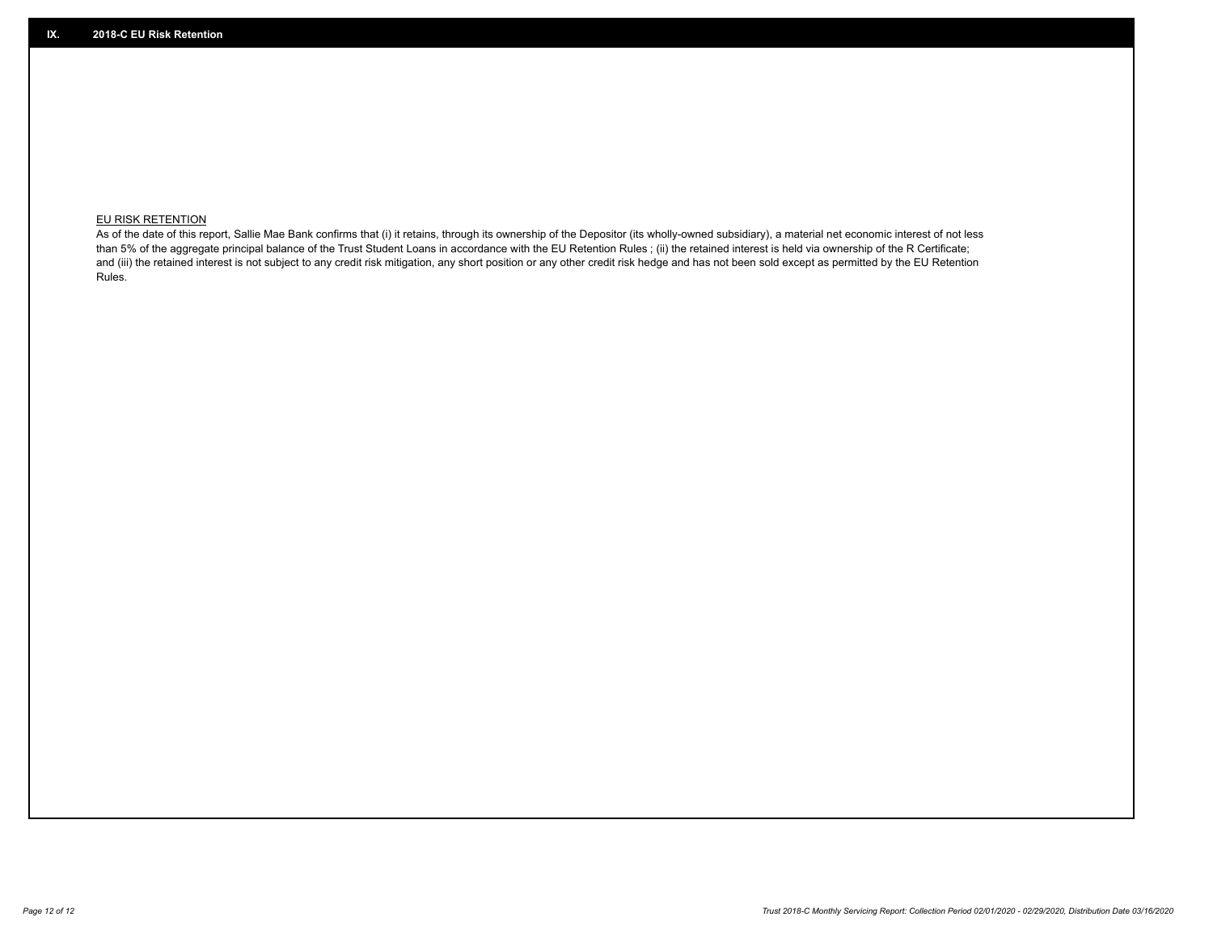## IX. 2018-C EU Risk Retention

EU RISK RETENTION

As of the date of this report, Sallie Mae Bank confirms that (i) it retains, through its ownership of the Depositor (its wholly-owned subsidiary), a material net economic interest of not less than 5% of the aggregate principal balance of the Trust Student Loans in accordance with the EU Retention Rules ; (ii) the retained interest is held via ownership of the R Certificate; and (iii) the retained interest is not subject to any credit risk mitigation, any short position or any other credit risk hedge and has not been sold except as permitted by the EU Retention Rules.